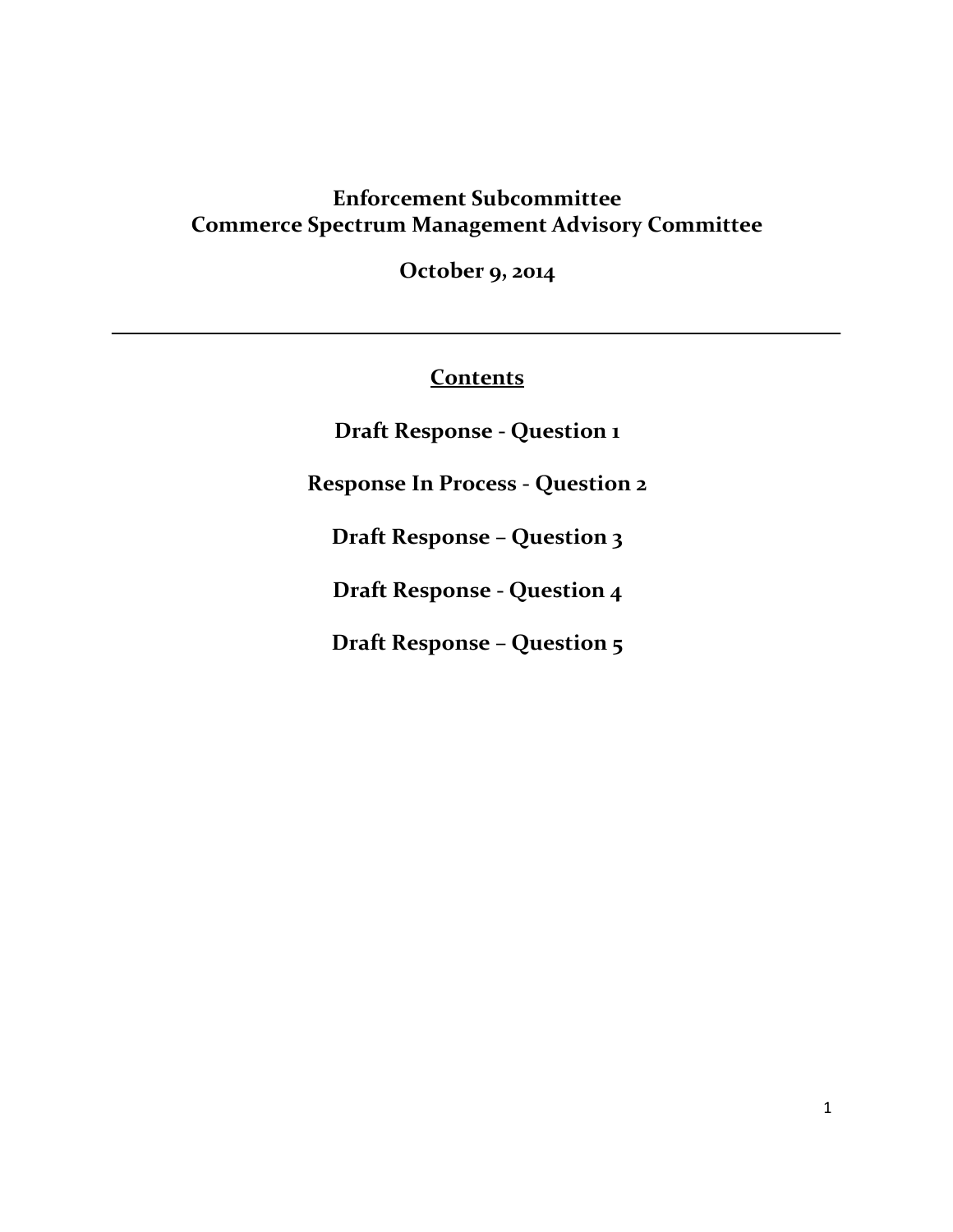# Enforcement Subcommittee
# Commerce Spectrum Management Advisory Committee

**October 9, 2014**

---

## Contents

**Draft Response - Question 1**

**Response In Process - Question 2**

**Draft Response – Question 3**

**Draft Response - Question 4**

**Draft Response – Question 5**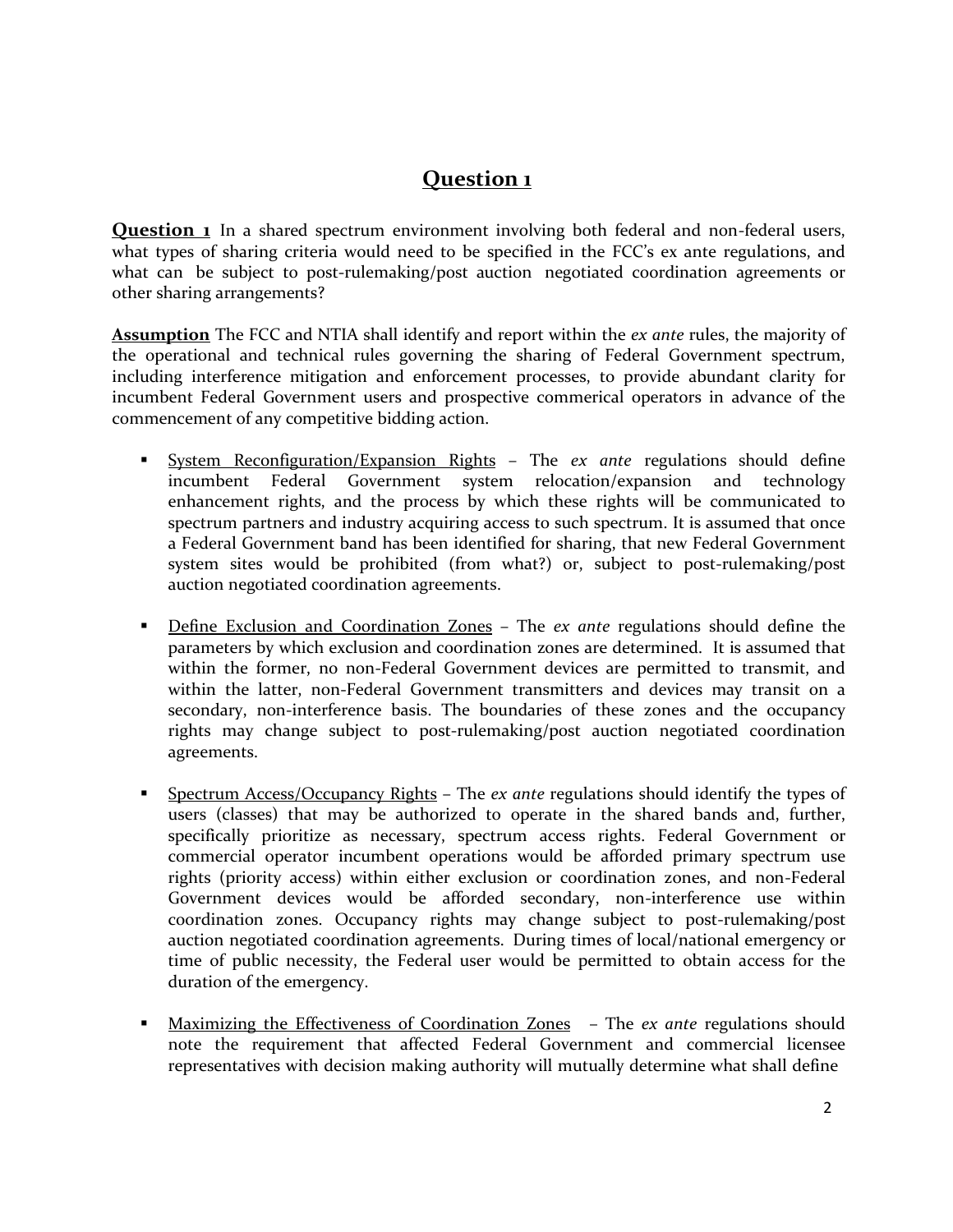# Question 1

**Question 1** In a shared spectrum environment involving both federal and non-federal users, what types of sharing criteria would need to be specified in the FCC's ex ante regulations, and what can be subject to post-rulemaking/post auction negotiated coordination agreements or other sharing arrangements?

**Assumption** The FCC and NTIA shall identify and report within the *ex ante* rules, the majority of the operational and technical rules governing the sharing of Federal Government spectrum, including interference mitigation and enforcement processes, to provide abundant clarity for incumbent Federal Government users and prospective commerical operators in advance of the commencement of any competitive bidding action.

- System Reconfiguration/Expansion Rights – The *ex ante* regulations should define incumbent Federal Government system relocation/expansion and technology enhancement rights, and the process by which these rights will be communicated to spectrum partners and industry acquiring access to such spectrum. It is assumed that once a Federal Government band has been identified for sharing, that new Federal Government system sites would be prohibited (from what?) or, subject to post-rulemaking/post auction negotiated coordination agreements.

- Define Exclusion and Coordination Zones – The *ex ante* regulations should define the parameters by which exclusion and coordination zones are determined. It is assumed that within the former, no non-Federal Government devices are permitted to transmit, and within the latter, non-Federal Government transmitters and devices may transit on a secondary, non-interference basis. The boundaries of these zones and the occupancy rights may change subject to post-rulemaking/post auction negotiated coordination agreements.

- Spectrum Access/Occupancy Rights – The *ex ante* regulations should identify the types of users (classes) that may be authorized to operate in the shared bands and, further, specifically prioritize as necessary, spectrum access rights. Federal Government or commercial operator incumbent operations would be afforded primary spectrum use rights (priority access) within either exclusion or coordination zones, and non-Federal Government devices would be afforded secondary, non-interference use within coordination zones. Occupancy rights may change subject to post-rulemaking/post auction negotiated coordination agreements. During times of local/national emergency or time of public necessity, the Federal user would be permitted to obtain access for the duration of the emergency.

- Maximizing the Effectiveness of Coordination Zones – The *ex ante* regulations should note the requirement that affected Federal Government and commercial licensee representatives with decision making authority will mutually determine what shall define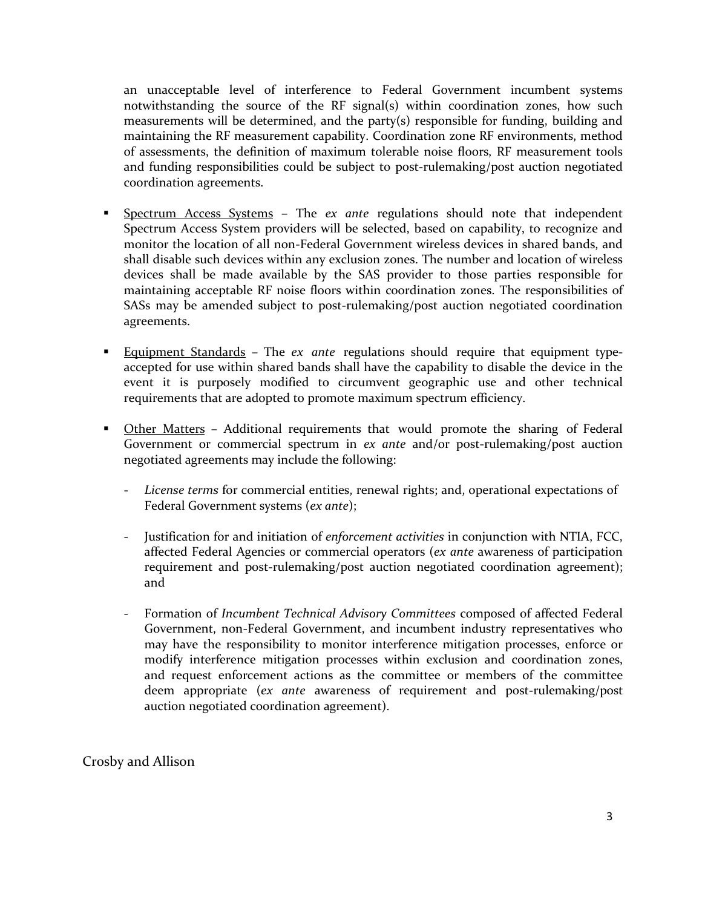an unacceptable level of interference to Federal Government incumbent systems notwithstanding the source of the RF signal(s) within coordination zones, how such measurements will be determined, and the party(s) responsible for funding, building and maintaining the RF measurement capability. Coordination zone RF environments, method of assessments, the definition of maximum tolerable noise floors, RF measurement tools and funding responsibilities could be subject to post-rulemaking/post auction negotiated coordination agreements.

- Spectrum Access Systems – The *ex ante* regulations should note that independent Spectrum Access System providers will be selected, based on capability, to recognize and monitor the location of all non-Federal Government wireless devices in shared bands, and shall disable such devices within any exclusion zones. The number and location of wireless devices shall be made available by the SAS provider to those parties responsible for maintaining acceptable RF noise floors within coordination zones. The responsibilities of SASs may be amended subject to post-rulemaking/post auction negotiated coordination agreements.

- Equipment Standards – The *ex ante* regulations should require that equipment type-accepted for use within shared bands shall have the capability to disable the device in the event it is purposely modified to circumvent geographic use and other technical requirements that are adopted to promote maximum spectrum efficiency.

- Other Matters – Additional requirements that would promote the sharing of Federal Government or commercial spectrum in *ex ante* and/or post-rulemaking/post auction negotiated agreements may include the following:

  - *License terms* for commercial entities, renewal rights; and, operational expectations of Federal Government systems (*ex ante*);

  - Justification for and initiation of *enforcement activities* in conjunction with NTIA, FCC, affected Federal Agencies or commercial operators (*ex ante* awareness of participation requirement and post-rulemaking/post auction negotiated coordination agreement); and

  - Formation of *Incumbent Technical Advisory Committees* composed of affected Federal Government, non-Federal Government, and incumbent industry representatives who may have the responsibility to monitor interference mitigation processes, enforce or modify interference mitigation processes within exclusion and coordination zones, and request enforcement actions as the committee or members of the committee deem appropriate (*ex ante* awareness of requirement and post-rulemaking/post auction negotiated coordination agreement).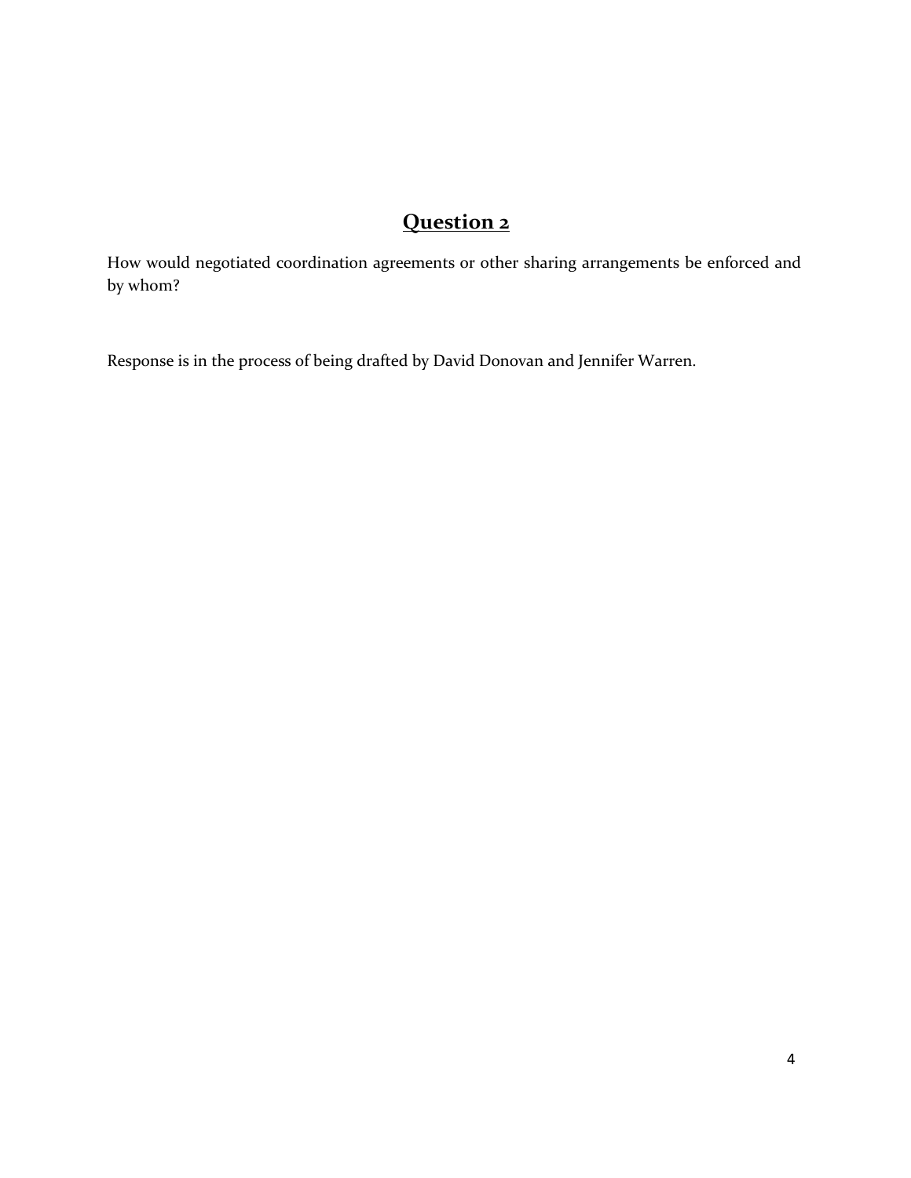## Question 2

How would negotiated coordination agreements or other sharing arrangements be enforced and by whom?

Response is in the process of being drafted by David Donovan and Jennifer Warren.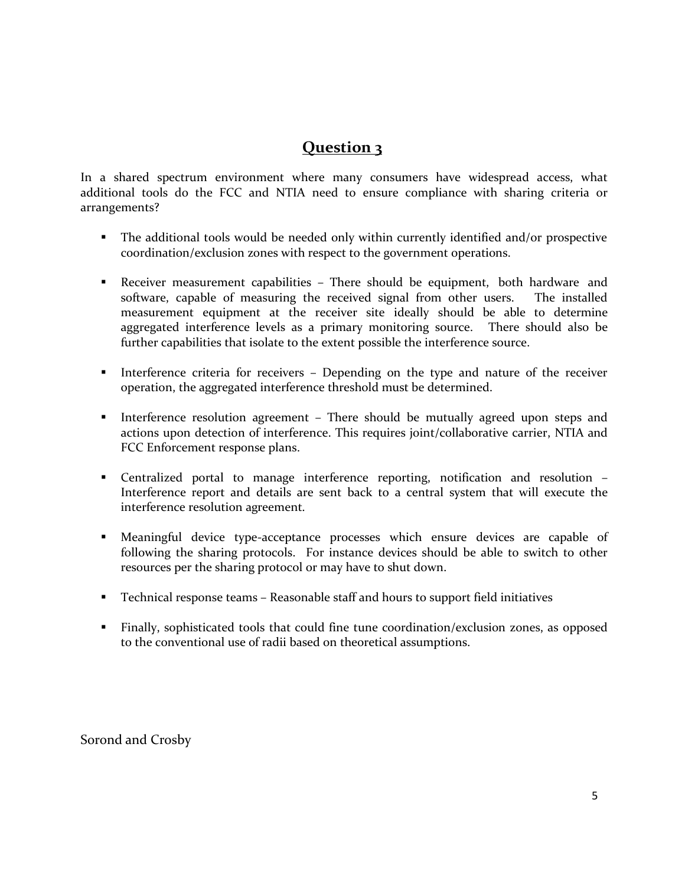## Question 3

In a shared spectrum environment where many consumers have widespread access, what additional tools do the FCC and NTIA need to ensure compliance with sharing criteria or arrangements?

- The additional tools would be needed only within currently identified and/or prospective coordination/exclusion zones with respect to the government operations.

- Receiver measurement capabilities – There should be equipment, both hardware and software, capable of measuring the received signal from other users. The installed measurement equipment at the receiver site ideally should be able to determine aggregated interference levels as a primary monitoring source. There should also be further capabilities that isolate to the extent possible the interference source.

- Interference criteria for receivers – Depending on the type and nature of the receiver operation, the aggregated interference threshold must be determined.

- Interference resolution agreement – There should be mutually agreed upon steps and actions upon detection of interference. This requires joint/collaborative carrier, NTIA and FCC Enforcement response plans.

- Centralized portal to manage interference reporting, notification and resolution – Interference report and details are sent back to a central system that will execute the interference resolution agreement.

- Meaningful device type-acceptance processes which ensure devices are capable of following the sharing protocols. For instance devices should be able to switch to other resources per the sharing protocol or may have to shut down.

- Technical response teams – Reasonable staff and hours to support field initiatives

- Finally, sophisticated tools that could fine tune coordination/exclusion zones, as opposed to the conventional use of radii based on theoretical assumptions.

Sorond and Crosby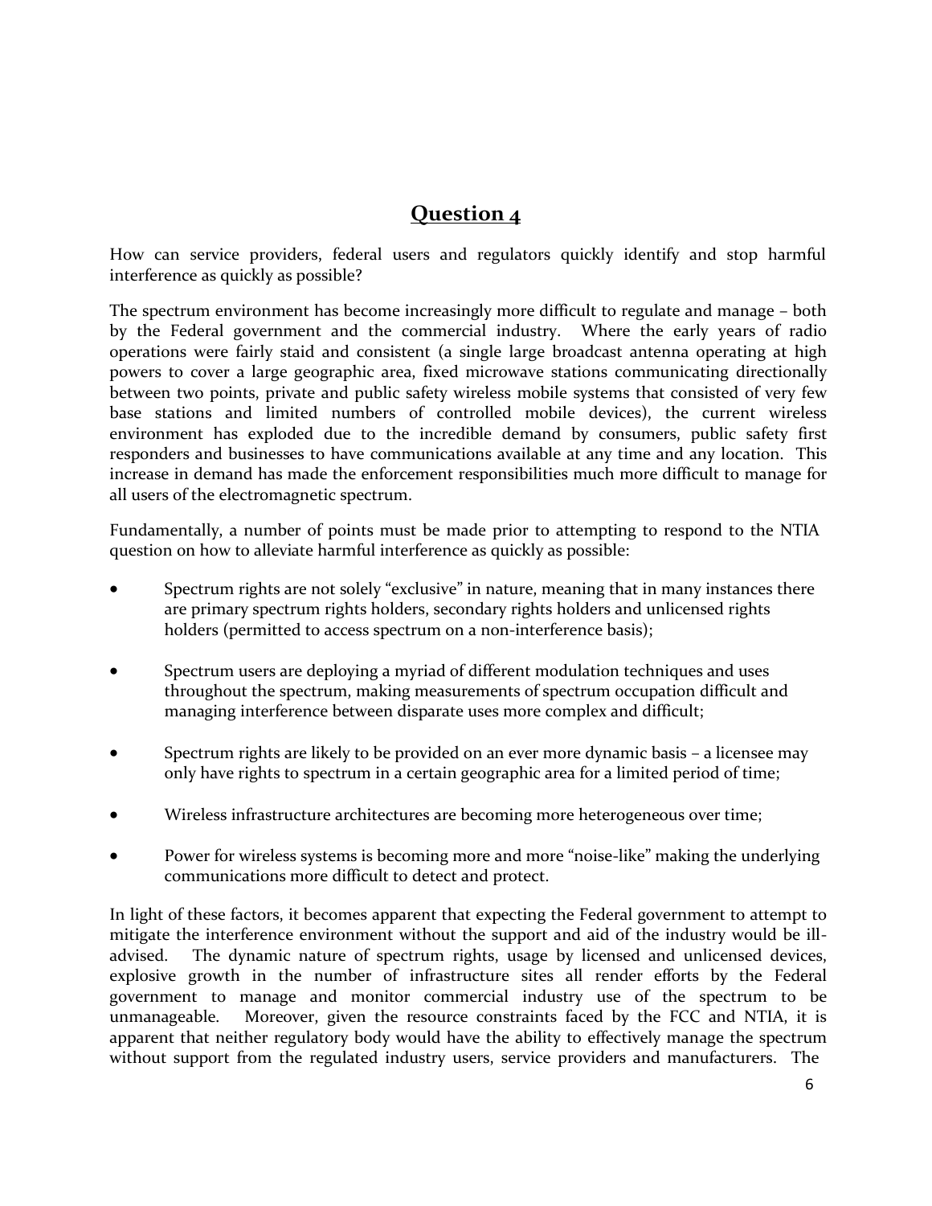## Question 4

How can service providers, federal users and regulators quickly identify and stop harmful interference as quickly as possible?

The spectrum environment has become increasingly more difficult to regulate and manage – both by the Federal government and the commercial industry. Where the early years of radio operations were fairly staid and consistent (a single large broadcast antenna operating at high powers to cover a large geographic area, fixed microwave stations communicating directionally between two points, private and public safety wireless mobile systems that consisted of very few base stations and limited numbers of controlled mobile devices), the current wireless environment has exploded due to the incredible demand by consumers, public safety first responders and businesses to have communications available at any time and any location. This increase in demand has made the enforcement responsibilities much more difficult to manage for all users of the electromagnetic spectrum.

Fundamentally, a number of points must be made prior to attempting to respond to the NTIA question on how to alleviate harmful interference as quickly as possible:

- Spectrum rights are not solely "exclusive" in nature, meaning that in many instances there are primary spectrum rights holders, secondary rights holders and unlicensed rights holders (permitted to access spectrum on a non-interference basis);
- Spectrum users are deploying a myriad of different modulation techniques and uses throughout the spectrum, making measurements of spectrum occupation difficult and managing interference between disparate uses more complex and difficult;
- Spectrum rights are likely to be provided on an ever more dynamic basis – a licensee may only have rights to spectrum in a certain geographic area for a limited period of time;
- Wireless infrastructure architectures are becoming more heterogeneous over time;
- Power for wireless systems is becoming more and more "noise-like" making the underlying communications more difficult to detect and protect.

In light of these factors, it becomes apparent that expecting the Federal government to attempt to mitigate the interference environment without the support and aid of the industry would be ill-advised. The dynamic nature of spectrum rights, usage by licensed and unlicensed devices, explosive growth in the number of infrastructure sites all render efforts by the Federal government to manage and monitor commercial industry use of the spectrum to be unmanageable. Moreover, given the resource constraints faced by the FCC and NTIA, it is apparent that neither regulatory body would have the ability to effectively manage the spectrum without support from the regulated industry users, service providers and manufacturers. The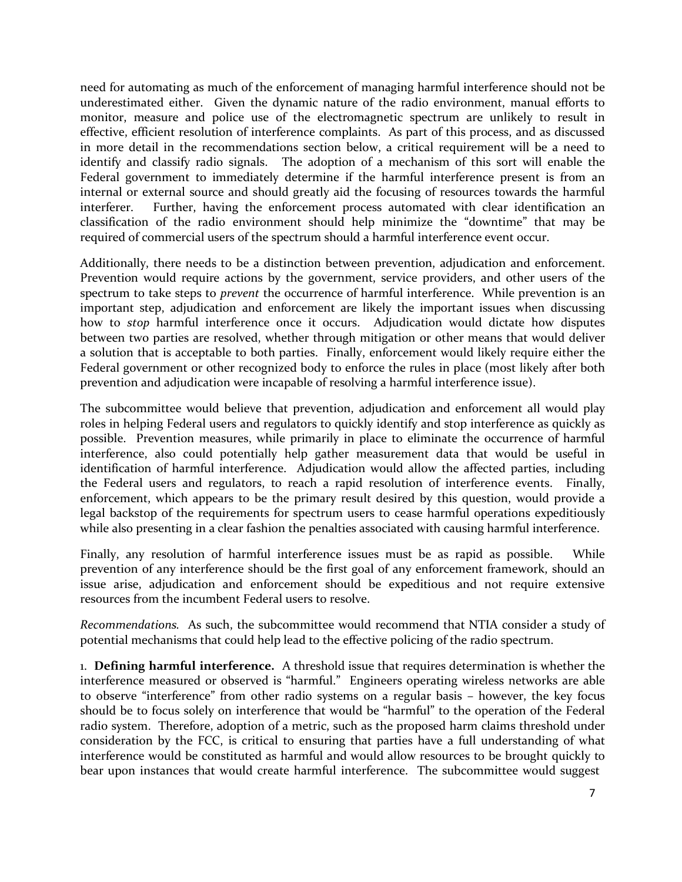need for automating as much of the enforcement of managing harmful interference should not be underestimated either. Given the dynamic nature of the radio environment, manual efforts to monitor, measure and police use of the electromagnetic spectrum are unlikely to result in effective, efficient resolution of interference complaints. As part of this process, and as discussed in more detail in the recommendations section below, a critical requirement will be a need to identify and classify radio signals. The adoption of a mechanism of this sort will enable the Federal government to immediately determine if the harmful interference present is from an internal or external source and should greatly aid the focusing of resources towards the harmful interferer. Further, having the enforcement process automated with clear identification an classification of the radio environment should help minimize the "downtime" that may be required of commercial users of the spectrum should a harmful interference event occur.

Additionally, there needs to be a distinction between prevention, adjudication and enforcement. Prevention would require actions by the government, service providers, and other users of the spectrum to take steps to *prevent* the occurrence of harmful interference. While prevention is an important step, adjudication and enforcement are likely the important issues when discussing how to *stop* harmful interference once it occurs. Adjudication would dictate how disputes between two parties are resolved, whether through mitigation or other means that would deliver a solution that is acceptable to both parties. Finally, enforcement would likely require either the Federal government or other recognized body to enforce the rules in place (most likely after both prevention and adjudication were incapable of resolving a harmful interference issue).

The subcommittee would believe that prevention, adjudication and enforcement all would play roles in helping Federal users and regulators to quickly identify and stop interference as quickly as possible. Prevention measures, while primarily in place to eliminate the occurrence of harmful interference, also could potentially help gather measurement data that would be useful in identification of harmful interference. Adjudication would allow the affected parties, including the Federal users and regulators, to reach a rapid resolution of interference events. Finally, enforcement, which appears to be the primary result desired by this question, would provide a legal backstop of the requirements for spectrum users to cease harmful operations expeditiously while also presenting in a clear fashion the penalties associated with causing harmful interference.

Finally, any resolution of harmful interference issues must be as rapid as possible. While prevention of any interference should be the first goal of any enforcement framework, should an issue arise, adjudication and enforcement should be expeditious and not require extensive resources from the incumbent Federal users to resolve.

*Recommendations*. As such, the subcommittee would recommend that NTIA consider a study of potential mechanisms that could help lead to the effective policing of the radio spectrum.

1. **Defining harmful interference.** A threshold issue that requires determination is whether the interference measured or observed is "harmful." Engineers operating wireless networks are able to observe "interference" from other radio systems on a regular basis – however, the key focus should be to focus solely on interference that would be "harmful" to the operation of the Federal radio system. Therefore, adoption of a metric, such as the proposed harm claims threshold under consideration by the FCC, is critical to ensuring that parties have a full understanding of what interference would be constituted as harmful and would allow resources to be brought quickly to bear upon instances that would create harmful interference. The subcommittee would suggest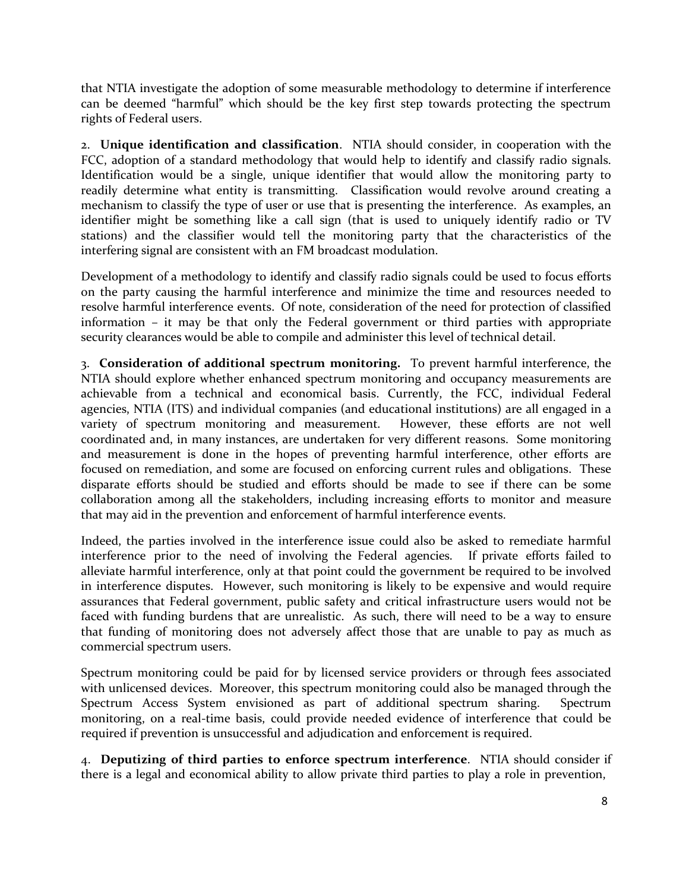that NTIA investigate the adoption of some measurable methodology to determine if interference can be deemed "harmful" which should be the key first step towards protecting the spectrum rights of Federal users.

2. **Unique identification and classification**. NTIA should consider, in cooperation with the FCC, adoption of a standard methodology that would help to identify and classify radio signals. Identification would be a single, unique identifier that would allow the monitoring party to readily determine what entity is transmitting. Classification would revolve around creating a mechanism to classify the type of user or use that is presenting the interference. As examples, an identifier might be something like a call sign (that is used to uniquely identify radio or TV stations) and the classifier would tell the monitoring party that the characteristics of the interfering signal are consistent with an FM broadcast modulation.

Development of a methodology to identify and classify radio signals could be used to focus efforts on the party causing the harmful interference and minimize the time and resources needed to resolve harmful interference events. Of note, consideration of the need for protection of classified information – it may be that only the Federal government or third parties with appropriate security clearances would be able to compile and administer this level of technical detail.

3. **Consideration of additional spectrum monitoring.** To prevent harmful interference, the NTIA should explore whether enhanced spectrum monitoring and occupancy measurements are achievable from a technical and economical basis. Currently, the FCC, individual Federal agencies, NTIA (ITS) and individual companies (and educational institutions) are all engaged in a variety of spectrum monitoring and measurement. However, these efforts are not well coordinated and, in many instances, are undertaken for very different reasons. Some monitoring and measurement is done in the hopes of preventing harmful interference, other efforts are focused on remediation, and some are focused on enforcing current rules and obligations. These disparate efforts should be studied and efforts should be made to see if there can be some collaboration among all the stakeholders, including increasing efforts to monitor and measure that may aid in the prevention and enforcement of harmful interference events.

Indeed, the parties involved in the interference issue could also be asked to remediate harmful interference prior to the need of involving the Federal agencies. If private efforts failed to alleviate harmful interference, only at that point could the government be required to be involved in interference disputes. However, such monitoring is likely to be expensive and would require assurances that Federal government, public safety and critical infrastructure users would not be faced with funding burdens that are unrealistic. As such, there will need to be a way to ensure that funding of monitoring does not adversely affect those that are unable to pay as much as commercial spectrum users.

Spectrum monitoring could be paid for by licensed service providers or through fees associated with unlicensed devices. Moreover, this spectrum monitoring could also be managed through the Spectrum Access System envisioned as part of additional spectrum sharing. Spectrum monitoring, on a real-time basis, could provide needed evidence of interference that could be required if prevention is unsuccessful and adjudication and enforcement is required.

4. **Deputizing of third parties to enforce spectrum interference**. NTIA should consider if there is a legal and economical ability to allow private third parties to play a role in prevention,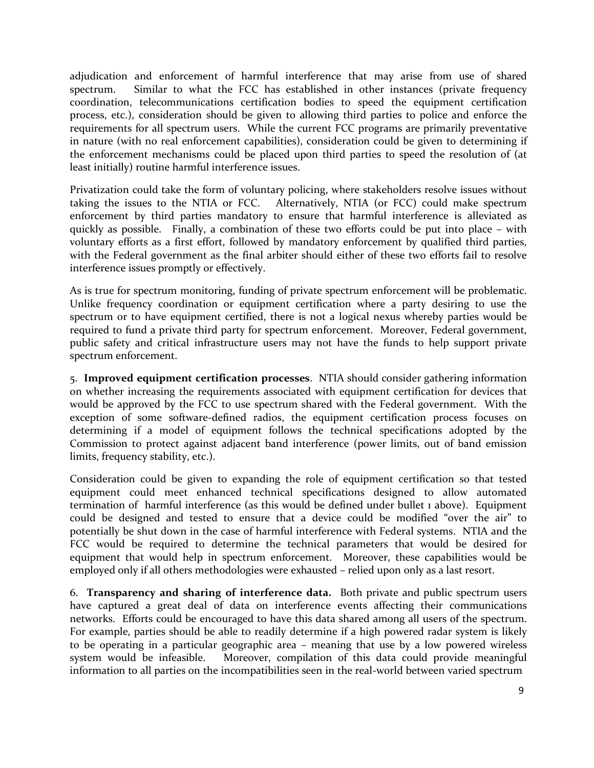adjudication and enforcement of harmful interference that may arise from use of shared spectrum. Similar to what the FCC has established in other instances (private frequency coordination, telecommunications certification bodies to speed the equipment certification process, etc.), consideration should be given to allowing third parties to police and enforce the requirements for all spectrum users. While the current FCC programs are primarily preventative in nature (with no real enforcement capabilities), consideration could be given to determining if the enforcement mechanisms could be placed upon third parties to speed the resolution of (at least initially) routine harmful interference issues.

Privatization could take the form of voluntary policing, where stakeholders resolve issues without taking the issues to the NTIA or FCC. Alternatively, NTIA (or FCC) could make spectrum enforcement by third parties mandatory to ensure that harmful interference is alleviated as quickly as possible. Finally, a combination of these two efforts could be put into place – with voluntary efforts as a first effort, followed by mandatory enforcement by qualified third parties, with the Federal government as the final arbiter should either of these two efforts fail to resolve interference issues promptly or effectively.

As is true for spectrum monitoring, funding of private spectrum enforcement will be problematic. Unlike frequency coordination or equipment certification where a party desiring to use the spectrum or to have equipment certified, there is not a logical nexus whereby parties would be required to fund a private third party for spectrum enforcement. Moreover, Federal government, public safety and critical infrastructure users may not have the funds to help support private spectrum enforcement.

5. **Improved equipment certification processes**. NTIA should consider gathering information on whether increasing the requirements associated with equipment certification for devices that would be approved by the FCC to use spectrum shared with the Federal government. With the exception of some software-defined radios, the equipment certification process focuses on determining if a model of equipment follows the technical specifications adopted by the Commission to protect against adjacent band interference (power limits, out of band emission limits, frequency stability, etc.).

Consideration could be given to expanding the role of equipment certification so that tested equipment could meet enhanced technical specifications designed to allow automated termination of harmful interference (as this would be defined under bullet 1 above). Equipment could be designed and tested to ensure that a device could be modified "over the air" to potentially be shut down in the case of harmful interference with Federal systems. NTIA and the FCC would be required to determine the technical parameters that would be desired for equipment that would help in spectrum enforcement. Moreover, these capabilities would be employed only if all others methodologies were exhausted – relied upon only as a last resort.

6. **Transparency and sharing of interference data.** Both private and public spectrum users have captured a great deal of data on interference events affecting their communications networks. Efforts could be encouraged to have this data shared among all users of the spectrum. For example, parties should be able to readily determine if a high powered radar system is likely to be operating in a particular geographic area – meaning that use by a low powered wireless system would be infeasible. Moreover, compilation of this data could provide meaningful information to all parties on the incompatibilities seen in the real-world between varied spectrum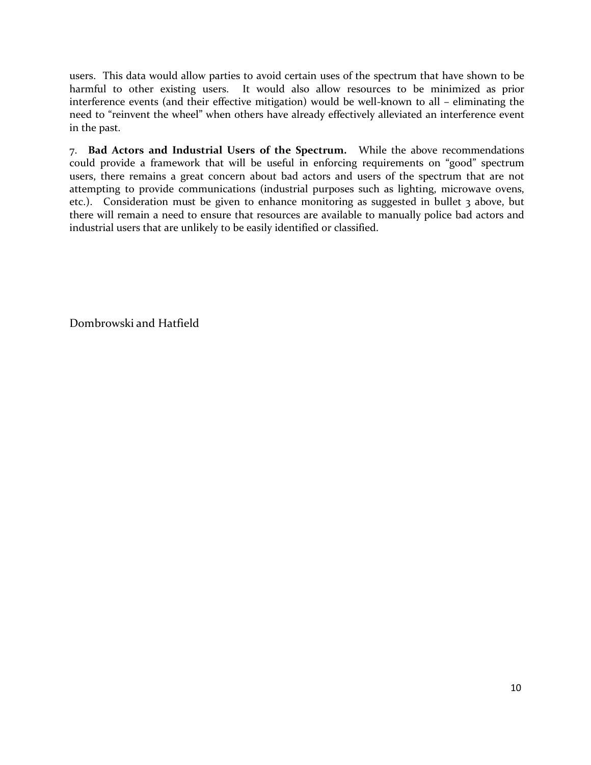users. This data would allow parties to avoid certain uses of the spectrum that have shown to be harmful to other existing users. It would also allow resources to be minimized as prior interference events (and their effective mitigation) would be well-known to all – eliminating the need to "reinvent the wheel" when others have already effectively alleviated an interference event in the past.

7. **Bad Actors and Industrial Users of the Spectrum.** While the above recommendations could provide a framework that will be useful in enforcing requirements on "good" spectrum users, there remains a great concern about bad actors and users of the spectrum that are not attempting to provide communications (industrial purposes such as lighting, microwave ovens, etc.). Consideration must be given to enhance monitoring as suggested in bullet 3 above, but there will remain a need to ensure that resources are available to manually police bad actors and industrial users that are unlikely to be easily identified or classified.

Dombrowski and Hatfield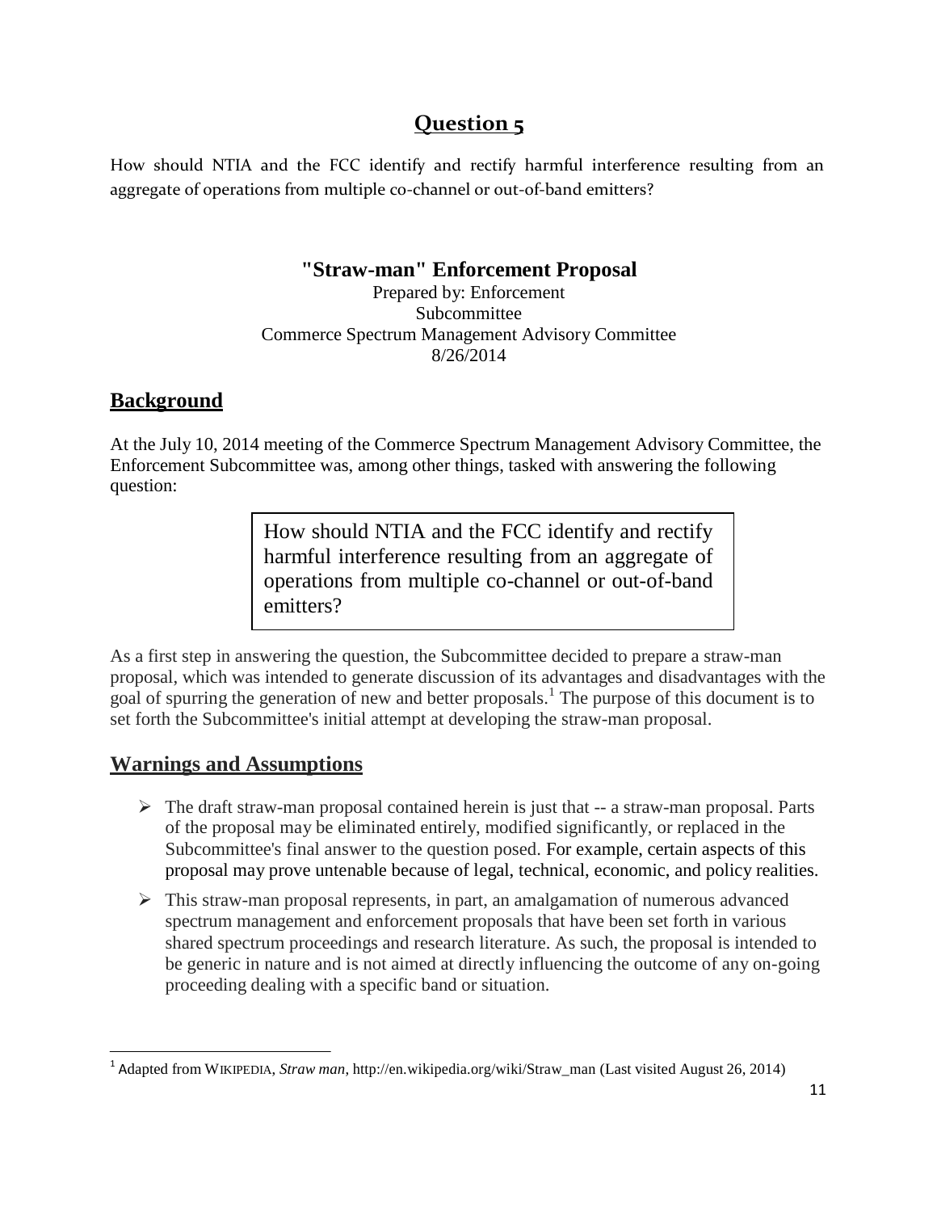# Question 5

How should NTIA and the FCC identify and rectify harmful interference resulting from an aggregate of operations from multiple co-channel or out-of-band emitters?

## "Straw-man" Enforcement Proposal

Prepared by: Enforcement Subcommittee
Commerce Spectrum Management Advisory Committee
8/26/2014

## Background

At the July 10, 2014 meeting of the Commerce Spectrum Management Advisory Committee, the Enforcement Subcommittee was, among other things, tasked with answering the following question:

> How should NTIA and the FCC identify and rectify harmful interference resulting from an aggregate of operations from multiple co-channel or out-of-band emitters?

As a first step in answering the question, the Subcommittee decided to prepare a straw-man proposal, which was intended to generate discussion of its advantages and disadvantages with the goal of spurring the generation of new and better proposals.[1] The purpose of this document is to set forth the Subcommittee's initial attempt at developing the straw-man proposal.

## Warnings and Assumptions

- The draft straw-man proposal contained herein is just that -- a straw-man proposal. Parts of the proposal may be eliminated entirely, modified significantly, or replaced in the Subcommittee's final answer to the question posed. For example, certain aspects of this proposal may prove untenable because of legal, technical, economic, and policy realities.
- This straw-man proposal represents, in part, an amalgamation of numerous advanced spectrum management and enforcement proposals that have been set forth in various shared spectrum proceedings and research literature. As such, the proposal is intended to be generic in nature and is not aimed at directly influencing the outcome of any on-going proceeding dealing with a specific band or situation.

---

[1] Adapted from WIKIPEDIA, *Straw man*, http://en.wikipedia.org/wiki/Straw_man (Last visited August 26, 2014)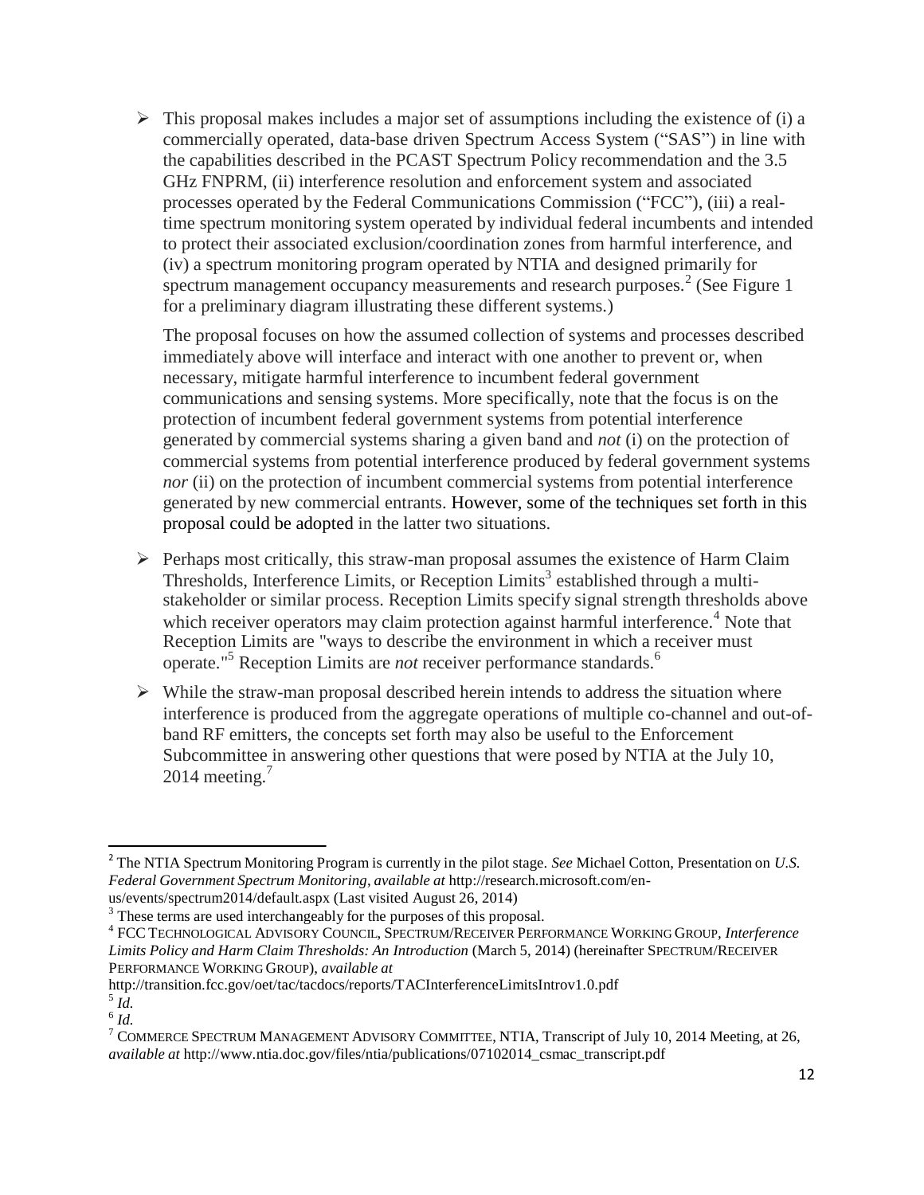- This proposal makes includes a major set of assumptions including the existence of (i) a commercially operated, data-base driven Spectrum Access System ("SAS") in line with the capabilities described in the PCAST Spectrum Policy recommendation and the 3.5 GHz FNPRM, (ii) interference resolution and enforcement system and associated processes operated by the Federal Communications Commission ("FCC"), (iii) a real-time spectrum monitoring system operated by individual federal incumbents and intended to protect their associated exclusion/coordination zones from harmful interference, and (iv) a spectrum monitoring program operated by NTIA and designed primarily for spectrum management occupancy measurements and research purposes.[2] (See Figure 1 for a preliminary diagram illustrating these different systems.)

  The proposal focuses on how the assumed collection of systems and processes described immediately above will interface and interact with one another to prevent or, when necessary, mitigate harmful interference to incumbent federal government communications and sensing systems. More specifically, note that the focus is on the protection of incumbent federal government systems from potential interference generated by commercial systems sharing a given band and *not* (i) on the protection of commercial systems from potential interference produced by federal government systems *nor* (ii) on the protection of incumbent commercial systems from potential interference generated by new commercial entrants. However, some of the techniques set forth in this proposal could be adopted in the latter two situations.

- Perhaps most critically, this straw-man proposal assumes the existence of Harm Claim Thresholds, Interference Limits, or Reception Limits[3] established through a multi-stakeholder or similar process. Reception Limits specify signal strength thresholds above which receiver operators may claim protection against harmful interference.[4] Note that Reception Limits are "ways to describe the environment in which a receiver must operate."[5] Reception Limits are *not* receiver performance standards.[6]

- While the straw-man proposal described herein intends to address the situation where interference is produced from the aggregate operations of multiple co-channel and out-of-band RF emitters, the concepts set forth may also be useful to the Enforcement Subcommittee in answering other questions that were posed by NTIA at the July 10, 2014 meeting.[7]

---

[2] The NTIA Spectrum Monitoring Program is currently in the pilot stage. *See* Michael Cotton, Presentation on *U.S. Federal Government Spectrum Monitoring*, *available at* http://research.microsoft.com/en-us/events/spectrum2014/default.aspx (Last visited August 26, 2014)

[3] These terms are used interchangeably for the purposes of this proposal.

[4] FCC TECHNOLOGICAL ADVISORY COUNCIL, SPECTRUM/RECEIVER PERFORMANCE WORKING GROUP, *Interference Limits Policy and Harm Claim Thresholds: An Introduction* (March 5, 2014) (hereinafter SPECTRUM/RECEIVER PERFORMANCE WORKING GROUP), *available at* http://transition.fcc.gov/oet/tac/tacdocs/reports/TACInterferenceLimitsIntrov1.0.pdf

[5] *Id.*

[6] *Id.*

[7] COMMERCE SPECTRUM MANAGEMENT ADVISORY COMMITTEE, NTIA, Transcript of July 10, 2014 Meeting, at 26, *available at* http://www.ntia.doc.gov/files/ntia/publications/07102014_csmac_transcript.pdf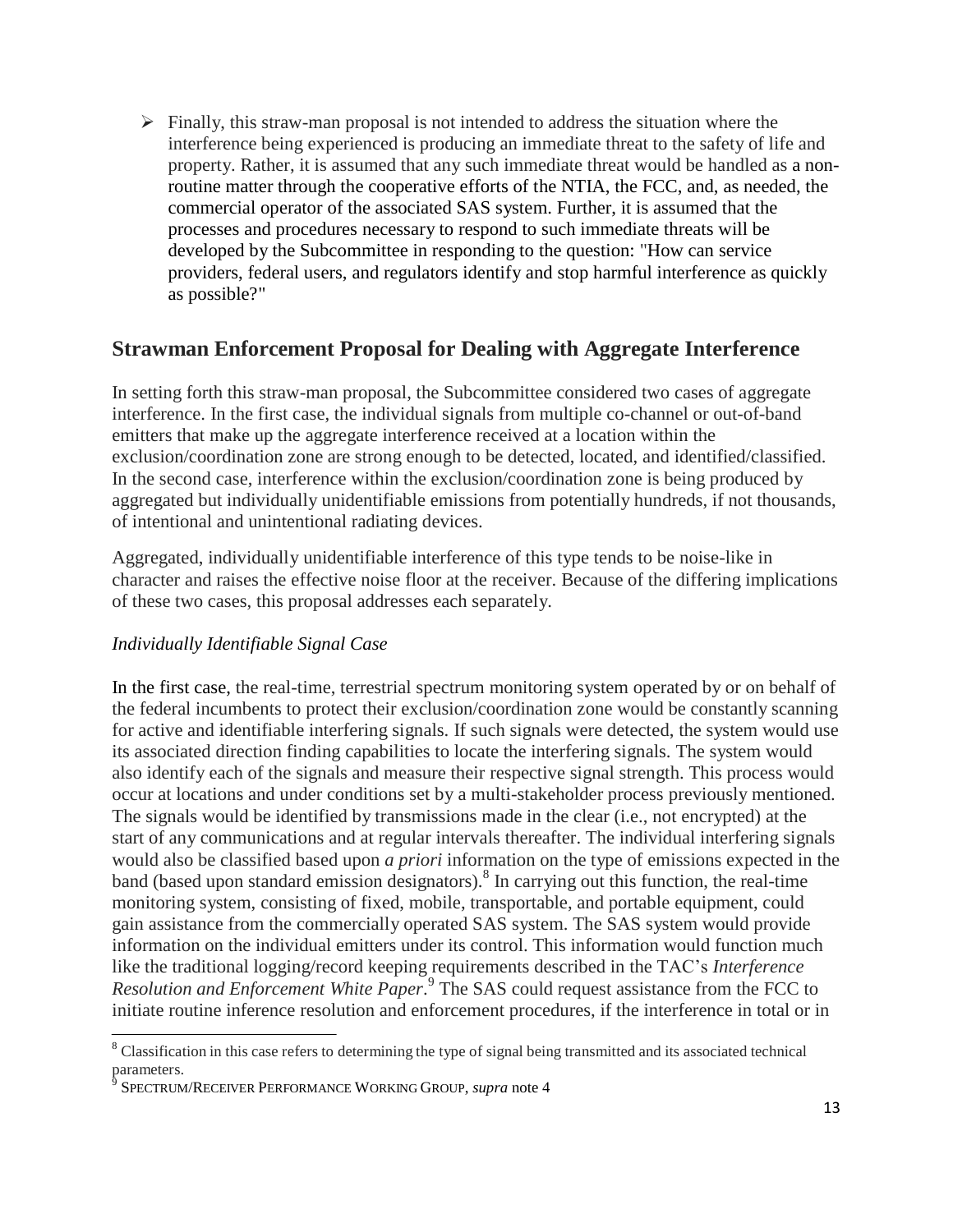- Finally, this straw-man proposal is not intended to address the situation where the interference being experienced is producing an immediate threat to the safety of life and property. Rather, it is assumed that any such immediate threat would be handled as a non-routine matter through the cooperative efforts of the NTIA, the FCC, and, as needed, the commercial operator of the associated SAS system. Further, it is assumed that the processes and procedures necessary to respond to such immediate threats will be developed by the Subcommittee in responding to the question: "How can service providers, federal users, and regulators identify and stop harmful interference as quickly as possible?"

## Strawman Enforcement Proposal for Dealing with Aggregate Interference

In setting forth this straw-man proposal, the Subcommittee considered two cases of aggregate interference. In the first case, the individual signals from multiple co-channel or out-of-band emitters that make up the aggregate interference received at a location within the exclusion/coordination zone are strong enough to be detected, located, and identified/classified. In the second case, interference within the exclusion/coordination zone is being produced by aggregated but individually unidentifiable emissions from potentially hundreds, if not thousands, of intentional and unintentional radiating devices.

Aggregated, individually unidentifiable interference of this type tends to be noise-like in character and raises the effective noise floor at the receiver. Because of the differing implications of these two cases, this proposal addresses each separately.

### *Individually Identifiable Signal Case*

In the first case, the real-time, terrestrial spectrum monitoring system operated by or on behalf of the federal incumbents to protect their exclusion/coordination zone would be constantly scanning for active and identifiable interfering signals. If such signals were detected, the system would use its associated direction finding capabilities to locate the interfering signals. The system would also identify each of the signals and measure their respective signal strength. This process would occur at locations and under conditions set by a multi-stakeholder process previously mentioned. The signals would be identified by transmissions made in the clear (i.e., not encrypted) at the start of any communications and at regular intervals thereafter. The individual interfering signals would also be classified based upon *a priori* information on the type of emissions expected in the band (based upon standard emission designators).[8] In carrying out this function, the real-time monitoring system, consisting of fixed, mobile, transportable, and portable equipment, could gain assistance from the commercially operated SAS system. The SAS system would provide information on the individual emitters under its control. This information would function much like the traditional logging/record keeping requirements described in the TAC's *Interference Resolution and Enforcement White Paper*.[9] The SAS could request assistance from the FCC to initiate routine inference resolution and enforcement procedures, if the interference in total or in

---

[8] Classification in this case refers to determining the type of signal being transmitted and its associated technical parameters.

[9] SPECTRUM/RECEIVER PERFORMANCE WORKING GROUP, *supra* note 4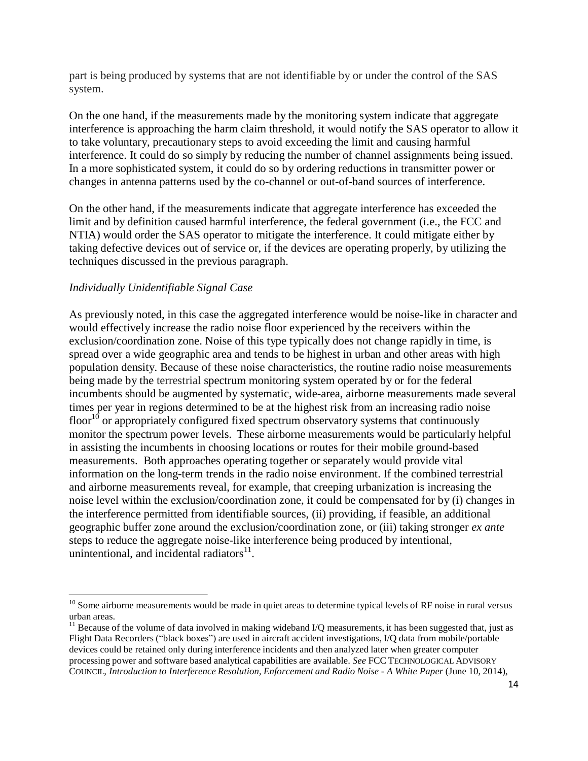part is being produced by systems that are not identifiable by or under the control of the SAS system.

On the one hand, if the measurements made by the monitoring system indicate that aggregate interference is approaching the harm claim threshold, it would notify the SAS operator to allow it to take voluntary, precautionary steps to avoid exceeding the limit and causing harmful interference. It could do so simply by reducing the number of channel assignments being issued. In a more sophisticated system, it could do so by ordering reductions in transmitter power or changes in antenna patterns used by the co-channel or out-of-band sources of interference.

On the other hand, if the measurements indicate that aggregate interference has exceeded the limit and by definition caused harmful interference, the federal government (i.e., the FCC and NTIA) would order the SAS operator to mitigate the interference. It could mitigate either by taking defective devices out of service or, if the devices are operating properly, by utilizing the techniques discussed in the previous paragraph.

*Individually Unidentifiable Signal Case*

As previously noted, in this case the aggregated interference would be noise-like in character and would effectively increase the radio noise floor experienced by the receivers within the exclusion/coordination zone. Noise of this type typically does not change rapidly in time, is spread over a wide geographic area and tends to be highest in urban and other areas with high population density. Because of these noise characteristics, the routine radio noise measurements being made by the terrestrial spectrum monitoring system operated by or for the federal incumbents should be augmented by systematic, wide-area, airborne measurements made several times per year in regions determined to be at the highest risk from an increasing radio noise floor[10] or appropriately configured fixed spectrum observatory systems that continuously monitor the spectrum power levels. These airborne measurements would be particularly helpful in assisting the incumbents in choosing locations or routes for their mobile ground-based measurements. Both approaches operating together or separately would provide vital information on the long-term trends in the radio noise environment. If the combined terrestrial and airborne measurements reveal, for example, that creeping urbanization is increasing the noise level within the exclusion/coordination zone, it could be compensated for by (i) changes in the interference permitted from identifiable sources, (ii) providing, if feasible, an additional geographic buffer zone around the exclusion/coordination zone, or (iii) taking stronger *ex ante* steps to reduce the aggregate noise-like interference being produced by intentional, unintentional, and incidental radiators[11].

---

[10] Some airborne measurements would be made in quiet areas to determine typical levels of RF noise in rural versus urban areas.

[11] Because of the volume of data involved in making wideband I/Q measurements, it has been suggested that, just as Flight Data Recorders ("black boxes") are used in aircraft accident investigations, I/Q data from mobile/portable devices could be retained only during interference incidents and then analyzed later when greater computer processing power and software based analytical capabilities are available. *See* FCC TECHNOLOGICAL ADVISORY COUNCIL, *Introduction to Interference Resolution, Enforcement and Radio Noise - A White Paper* (June 10, 2014),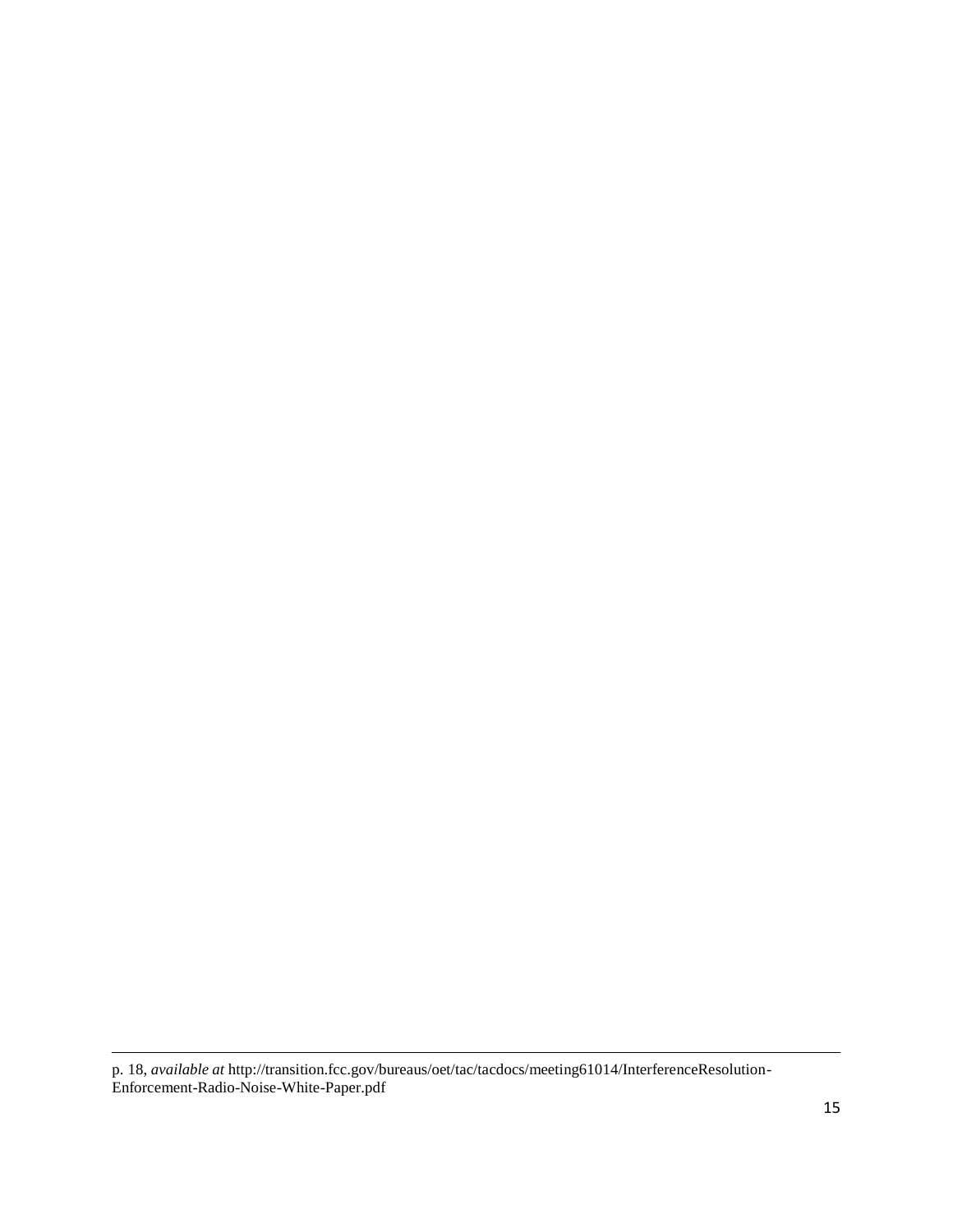p. 18, *available at* http://transition.fcc.gov/bureaus/oet/tac/tacdocs/meeting61014/InterferenceResolution-Enforcement-Radio-Noise-White-Paper.pdf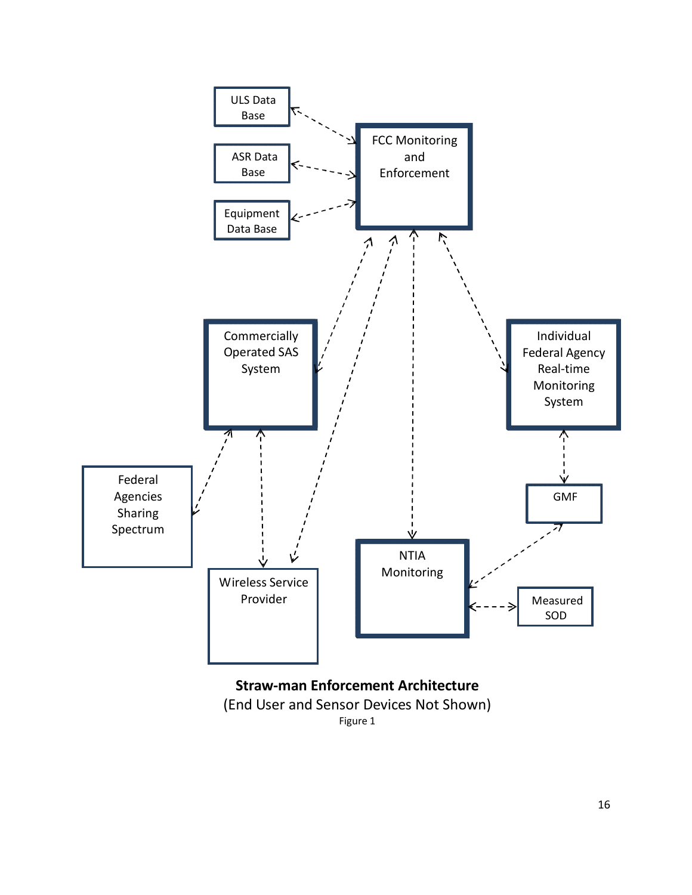ULS Data Base

ASR Data Base

Equipment Data Base

FCC Monitoring and Enforcement

Commercially Operated SAS System

Individual Federal Agency Real-time Monitoring System

Federal Agencies Sharing Spectrum

GMF

Wireless Service Provider

NTIA Monitoring

Measured SOD

**Straw-man Enforcement Architecture**

(End User and Sensor Devices Not Shown)

Figure 1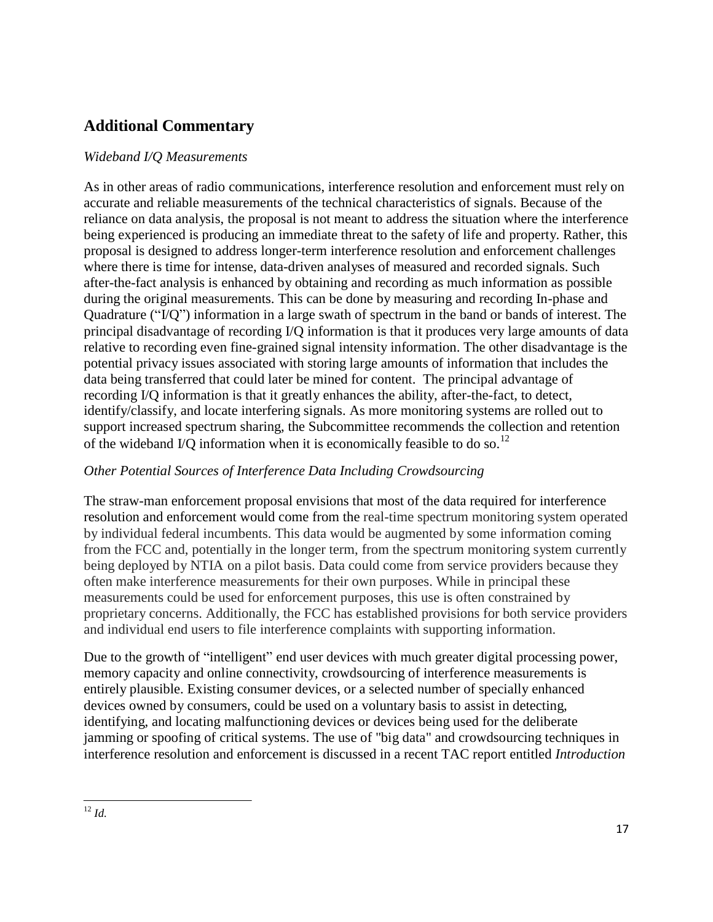## Additional Commentary

*Wideband I/Q Measurements*

As in other areas of radio communications, interference resolution and enforcement must rely on accurate and reliable measurements of the technical characteristics of signals. Because of the reliance on data analysis, the proposal is not meant to address the situation where the interference being experienced is producing an immediate threat to the safety of life and property. Rather, this proposal is designed to address longer-term interference resolution and enforcement challenges where there is time for intense, data-driven analyses of measured and recorded signals. Such after-the-fact analysis is enhanced by obtaining and recording as much information as possible during the original measurements. This can be done by measuring and recording In-phase and Quadrature ("I/Q") information in a large swath of spectrum in the band or bands of interest. The principal disadvantage of recording I/Q information is that it produces very large amounts of data relative to recording even fine-grained signal intensity information. The other disadvantage is the potential privacy issues associated with storing large amounts of information that includes the data being transferred that could later be mined for content. The principal advantage of recording I/Q information is that it greatly enhances the ability, after-the-fact, to detect, identify/classify, and locate interfering signals. As more monitoring systems are rolled out to support increased spectrum sharing, the Subcommittee recommends the collection and retention of the wideband I/Q information when it is economically feasible to do so.[12]

*Other Potential Sources of Interference Data Including Crowdsourcing*

The straw-man enforcement proposal envisions that most of the data required for interference resolution and enforcement would come from the real-time spectrum monitoring system operated by individual federal incumbents. This data would be augmented by some information coming from the FCC and, potentially in the longer term, from the spectrum monitoring system currently being deployed by NTIA on a pilot basis. Data could come from service providers because they often make interference measurements for their own purposes. While in principal these measurements could be used for enforcement purposes, this use is often constrained by proprietary concerns. Additionally, the FCC has established provisions for both service providers and individual end users to file interference complaints with supporting information.

Due to the growth of "intelligent" end user devices with much greater digital processing power, memory capacity and online connectivity, crowdsourcing of interference measurements is entirely plausible. Existing consumer devices, or a selected number of specially enhanced devices owned by consumers, could be used on a voluntary basis to assist in detecting, identifying, and locating malfunctioning devices or devices being used for the deliberate jamming or spoofing of critical systems. The use of "big data" and crowdsourcing techniques in interference resolution and enforcement is discussed in a recent TAC report entitled *Introduction*

---

[12] *Id.*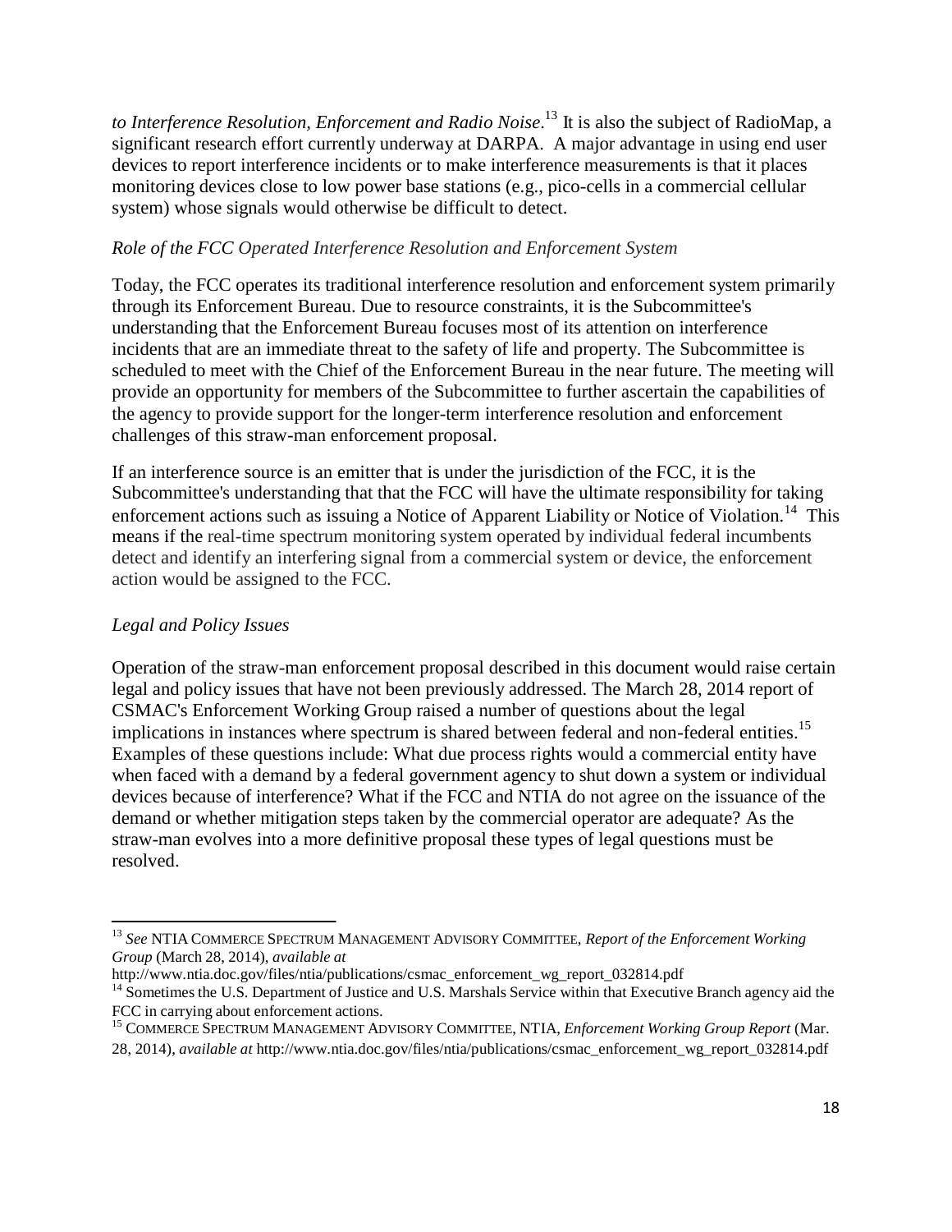*to Interference Resolution, Enforcement and Radio Noise*.[13] It is also the subject of RadioMap, a significant research effort currently underway at DARPA. A major advantage in using end user devices to report interference incidents or to make interference measurements is that it places monitoring devices close to low power base stations (e.g., pico-cells in a commercial cellular system) whose signals would otherwise be difficult to detect.

*Role of the FCC Operated Interference Resolution and Enforcement System*

Today, the FCC operates its traditional interference resolution and enforcement system primarily through its Enforcement Bureau. Due to resource constraints, it is the Subcommittee's understanding that the Enforcement Bureau focuses most of its attention on interference incidents that are an immediate threat to the safety of life and property. The Subcommittee is scheduled to meet with the Chief of the Enforcement Bureau in the near future. The meeting will provide an opportunity for members of the Subcommittee to further ascertain the capabilities of the agency to provide support for the longer-term interference resolution and enforcement challenges of this straw-man enforcement proposal.

If an interference source is an emitter that is under the jurisdiction of the FCC, it is the Subcommittee's understanding that that the FCC will have the ultimate responsibility for taking enforcement actions such as issuing a Notice of Apparent Liability or Notice of Violation.[14] This means if the real-time spectrum monitoring system operated by individual federal incumbents detect and identify an interfering signal from a commercial system or device, the enforcement action would be assigned to the FCC.

*Legal and Policy Issues*

Operation of the straw-man enforcement proposal described in this document would raise certain legal and policy issues that have not been previously addressed. The March 28, 2014 report of CSMAC's Enforcement Working Group raised a number of questions about the legal implications in instances where spectrum is shared between federal and non-federal entities.[15] Examples of these questions include: What due process rights would a commercial entity have when faced with a demand by a federal government agency to shut down a system or individual devices because of interference? What if the FCC and NTIA do not agree on the issuance of the demand or whether mitigation steps taken by the commercial operator are adequate? As the straw-man evolves into a more definitive proposal these types of legal questions must be resolved.

---

[13] *See* NTIA COMMERCE SPECTRUM MANAGEMENT ADVISORY COMMITTEE, *Report of the Enforcement Working Group* (March 28, 2014), *available at* http://www.ntia.doc.gov/files/ntia/publications/csmac_enforcement_wg_report_032814.pdf

[14] Sometimes the U.S. Department of Justice and U.S. Marshals Service within that Executive Branch agency aid the FCC in carrying about enforcement actions.

[15] COMMERCE SPECTRUM MANAGEMENT ADVISORY COMMITTEE, NTIA, *Enforcement Working Group Report* (Mar. 28, 2014), *available at* http://www.ntia.doc.gov/files/ntia/publications/csmac_enforcement_wg_report_032814.pdf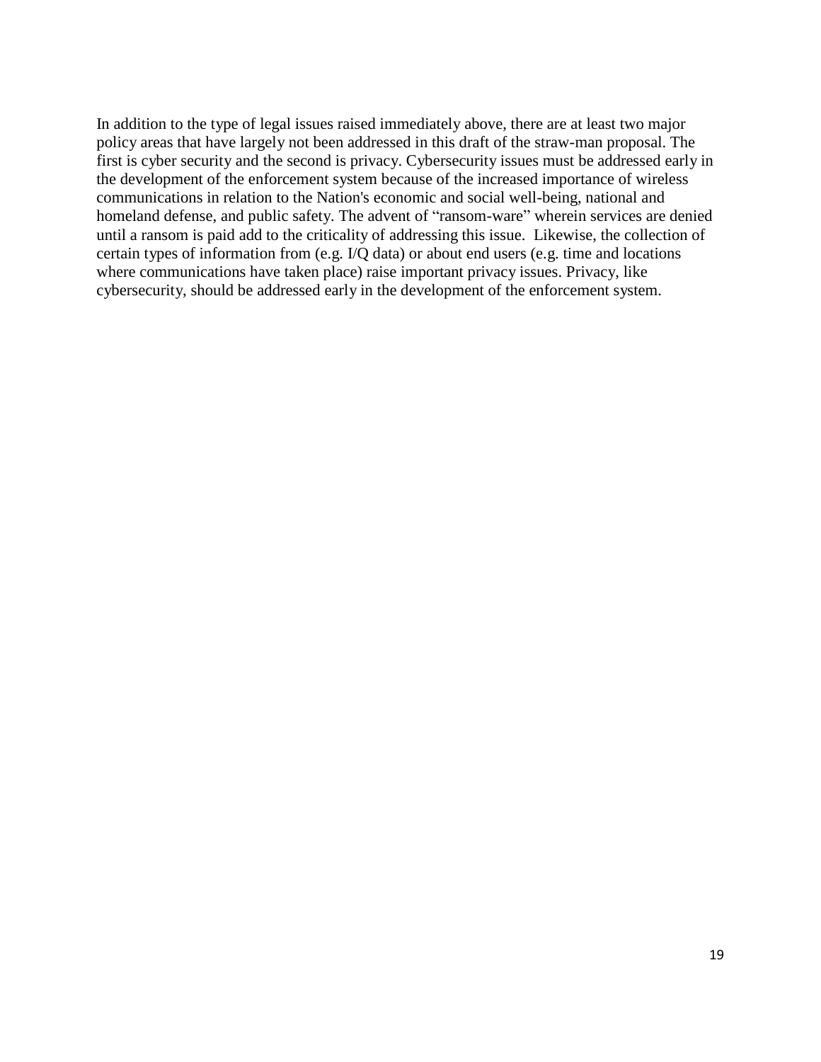In addition to the type of legal issues raised immediately above, there are at least two major policy areas that have largely not been addressed in this draft of the straw-man proposal. The first is cyber security and the second is privacy. Cybersecurity issues must be addressed early in the development of the enforcement system because of the increased importance of wireless communications in relation to the Nation's economic and social well-being, national and homeland defense, and public safety. The advent of "ransom-ware" wherein services are denied until a ransom is paid add to the criticality of addressing this issue. Likewise, the collection of certain types of information from (e.g. I/Q data) or about end users (e.g. time and locations where communications have taken place) raise important privacy issues. Privacy, like cybersecurity, should be addressed early in the development of the enforcement system.